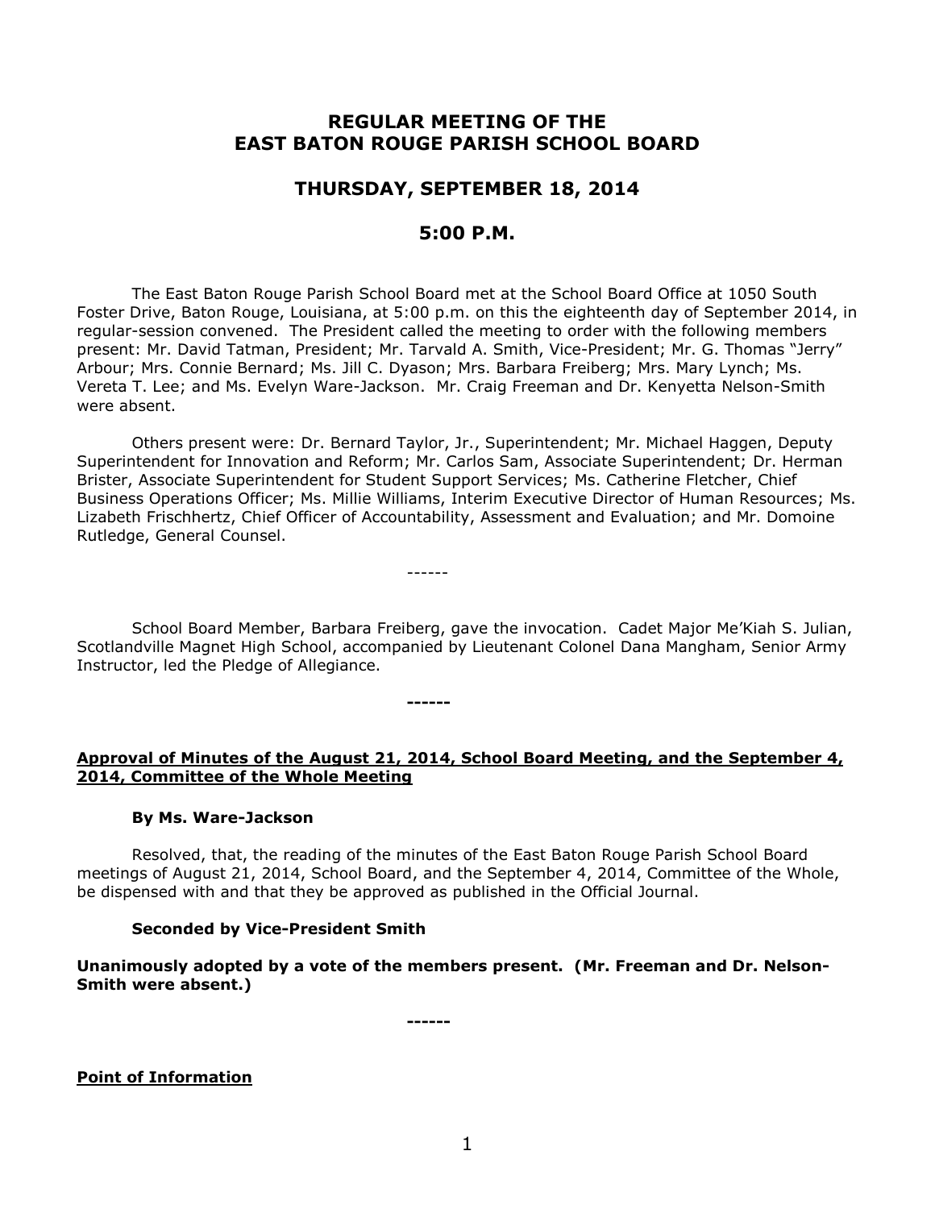# REGULAR MEETING OF THE EAST BATON ROUGE PARISH SCHOOL BOARD

## THURSDAY, SEPTEMBER 18, 2014

## 5:00 P.M.

The East Baton Rouge Parish School Board met at the School Board Office at 1050 South Foster Drive, Baton Rouge, Louisiana, at 5:00 p.m. on this the eighteenth day of September 2014, in regular-session convened. The President called the meeting to order with the following members present: Mr. David Tatman, President; Mr. Tarvald A. Smith, Vice-President; Mr. G. Thomas "Jerry" Arbour; Mrs. Connie Bernard; Ms. Jill C. Dyason; Mrs. Barbara Freiberg; Mrs. Mary Lynch; Ms. Vereta T. Lee; and Ms. Evelyn Ware-Jackson. Mr. Craig Freeman and Dr. Kenyetta Nelson-Smith were absent.

Others present were: Dr. Bernard Taylor, Jr., Superintendent; Mr. Michael Haggen, Deputy Superintendent for Innovation and Reform; Mr. Carlos Sam, Associate Superintendent; Dr. Herman Brister, Associate Superintendent for Student Support Services; Ms. Catherine Fletcher, Chief Business Operations Officer; Ms. Millie Williams, Interim Executive Director of Human Resources; Ms. Lizabeth Frischhertz, Chief Officer of Accountability, Assessment and Evaluation; and Mr. Domoine Rutledge, General Counsel.

------

School Board Member, Barbara Freiberg, gave the invocation. Cadet Major Me'Kiah S. Julian, Scotlandville Magnet High School, accompanied by Lieutenant Colonel Dana Mangham, Senior Army Instructor, led the Pledge of Allegiance.

**------**

**Approval of Minutes of the August 21, 2014, School Board Meeting, and the September 4, 2014, Committee of the Whole Meeting**

**By Ms. Ware-Jackson**

Resolved, that, the reading of the minutes of the East Baton Rouge Parish School Board meetings of August 21, 2014, School Board, and the September 4, 2014, Committee of the Whole, be dispensed with and that they be approved as published in the Official Journal.

**Seconded by Vice-President Smith**

**Unanimously adopted by a vote of the members present. (Mr. Freeman and Dr. Nelson-Smith were absent.)**

**------**

**Point of Information**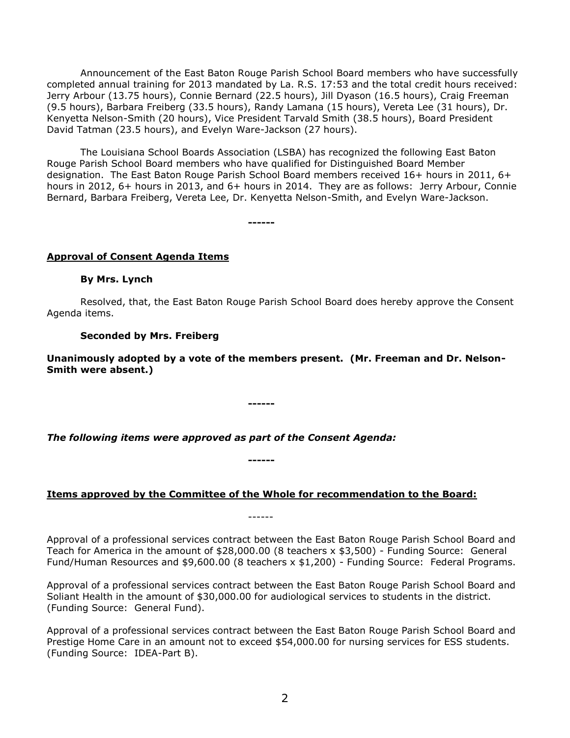Announcement of the East Baton Rouge Parish School Board members who have successfully completed annual training for 2013 mandated by La. R.S. 17:53 and the total credit hours received: Jerry Arbour (13.75 hours), Connie Bernard (22.5 hours), Jill Dyason (16.5 hours), Craig Freeman (9.5 hours), Barbara Freiberg (33.5 hours), Randy Lamana (15 hours), Vereta Lee (31 hours), Dr. Kenyetta Nelson-Smith (20 hours), Vice President Tarvald Smith (38.5 hours), Board President David Tatman (23.5 hours), and Evelyn Ware-Jackson (27 hours).

The Louisiana School Boards Association (LSBA) has recognized the following East Baton Rouge Parish School Board members who have qualified for Distinguished Board Member designation. The East Baton Rouge Parish School Board members received 16+ hours in 2011, 6+ hours in 2012, 6+ hours in 2013, and 6+ hours in 2014. They are as follows: Jerry Arbour, Connie Bernard, Barbara Freiberg, Vereta Lee, Dr. Kenyetta Nelson-Smith, and Evelyn Ware-Jackson.

**------**

**Approval of Consent Agenda Items**

**By Mrs. Lynch**

Resolved, that, the East Baton Rouge Parish School Board does hereby approve the Consent Agenda items.

**Seconded by Mrs. Freiberg**

**Unanimously adopted by a vote of the members present. (Mr. Freeman and Dr. Nelson-Smith were absent.)**

**------**

***The following items were approved as part of the Consent Agenda:***

**------**

**Items approved by the Committee of the Whole for recommendation to the Board:**

------

Approval of a professional services contract between the East Baton Rouge Parish School Board and Teach for America in the amount of $28,000.00 (8 teachers x $3,500) - Funding Source: General Fund/Human Resources and $9,600.00 (8 teachers x $1,200) - Funding Source: Federal Programs.

Approval of a professional services contract between the East Baton Rouge Parish School Board and Soliant Health in the amount of $30,000.00 for audiological services to students in the district. (Funding Source: General Fund).

Approval of a professional services contract between the East Baton Rouge Parish School Board and Prestige Home Care in an amount not to exceed $54,000.00 for nursing services for ESS students. (Funding Source: IDEA-Part B).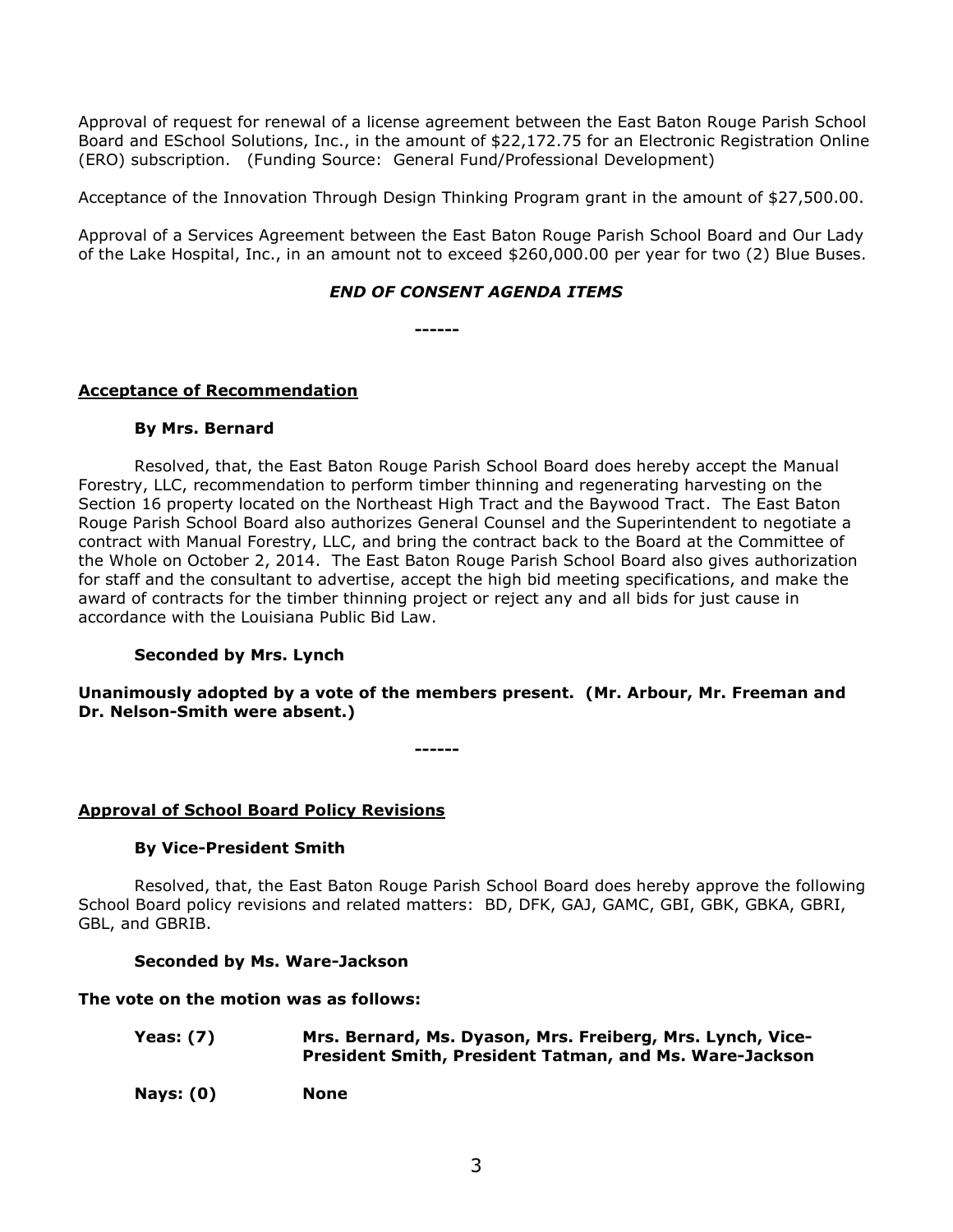Approval of request for renewal of a license agreement between the East Baton Rouge Parish School Board and ESchool Solutions, Inc., in the amount of $22,172.75 for an Electronic Registration Online (ERO) subscription. (Funding Source: General Fund/Professional Development)

Acceptance of the Innovation Through Design Thinking Program grant in the amount of $27,500.00.

Approval of a Services Agreement between the East Baton Rouge Parish School Board and Our Lady of the Lake Hospital, Inc., in an amount not to exceed $260,000.00 per year for two (2) Blue Buses.

***END OF CONSENT AGENDA ITEMS***

**------**

**Acceptance of Recommendation**

**By Mrs. Bernard**

Resolved, that, the East Baton Rouge Parish School Board does hereby accept the Manual Forestry, LLC, recommendation to perform timber thinning and regenerating harvesting on the Section 16 property located on the Northeast High Tract and the Baywood Tract. The East Baton Rouge Parish School Board also authorizes General Counsel and the Superintendent to negotiate a contract with Manual Forestry, LLC, and bring the contract back to the Board at the Committee of the Whole on October 2, 2014. The East Baton Rouge Parish School Board also gives authorization for staff and the consultant to advertise, accept the high bid meeting specifications, and make the award of contracts for the timber thinning project or reject any and all bids for just cause in accordance with the Louisiana Public Bid Law.

**Seconded by Mrs. Lynch**

**Unanimously adopted by a vote of the members present. (Mr. Arbour, Mr. Freeman and Dr. Nelson-Smith were absent.)**

**------**

**Approval of School Board Policy Revisions**

**By Vice-President Smith**

Resolved, that, the East Baton Rouge Parish School Board does hereby approve the following School Board policy revisions and related matters: BD, DFK, GAJ, GAMC, GBI, GBK, GBKA, GBRI, GBL, and GBRIB.

**Seconded by Ms. Ware-Jackson**

**The vote on the motion was as follows:**

**Yeas: (7)** **Mrs. Bernard, Ms. Dyason, Mrs. Freiberg, Mrs. Lynch, Vice-President Smith, President Tatman, and Ms. Ware-Jackson**

**Nays: (0)** **None**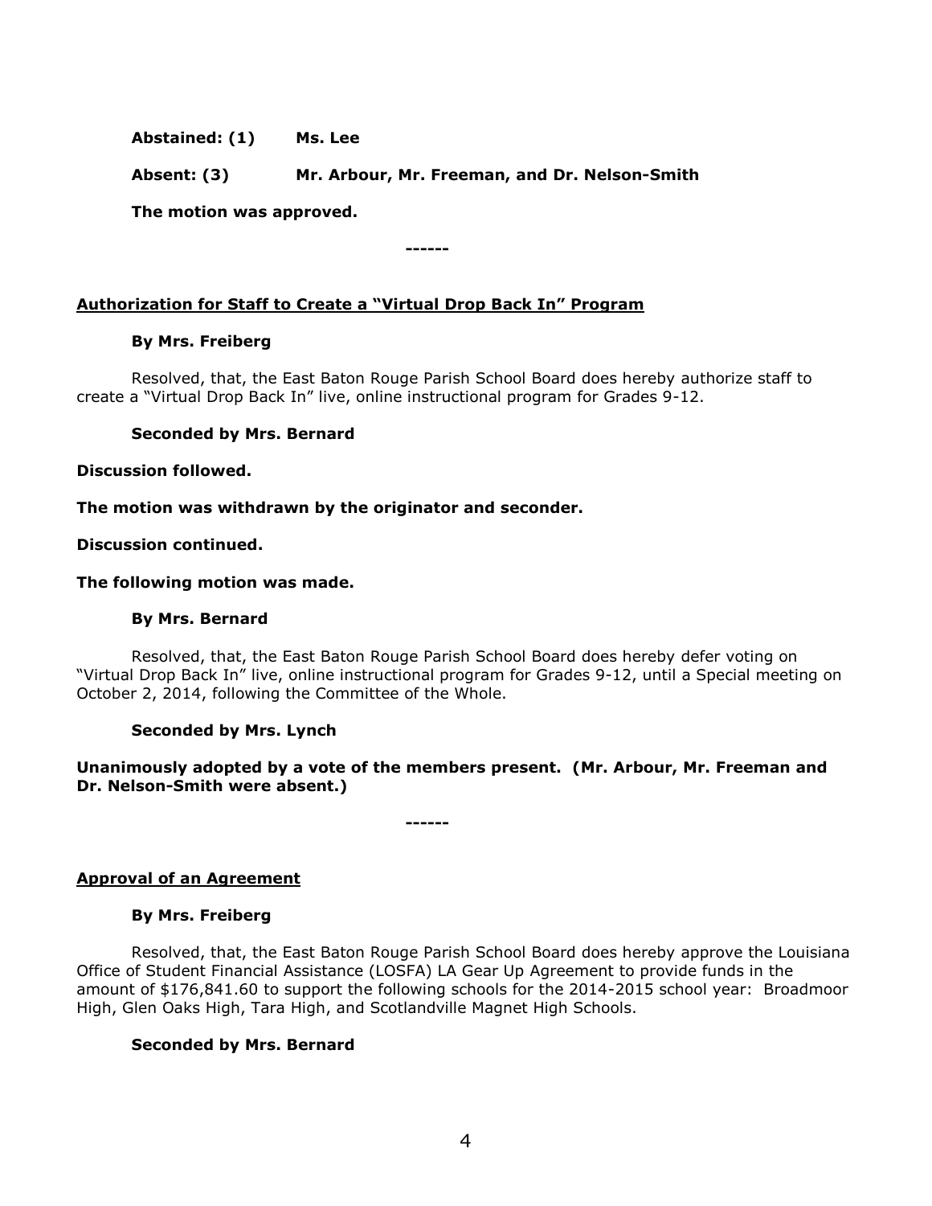**Abstained: (1) Ms. Lee**

**Absent: (3) Mr. Arbour, Mr. Freeman, and Dr. Nelson-Smith**

**The motion was approved.**

------

**Authorization for Staff to Create a "Virtual Drop Back In" Program**

**By Mrs. Freiberg**

Resolved, that, the East Baton Rouge Parish School Board does hereby authorize staff to create a "Virtual Drop Back In" live, online instructional program for Grades 9-12.

**Seconded by Mrs. Bernard**

**Discussion followed.**

**The motion was withdrawn by the originator and seconder.**

**Discussion continued.**

**The following motion was made.**

**By Mrs. Bernard**

Resolved, that, the East Baton Rouge Parish School Board does hereby defer voting on "Virtual Drop Back In" live, online instructional program for Grades 9-12, until a Special meeting on October 2, 2014, following the Committee of the Whole.

**Seconded by Mrs. Lynch**

**Unanimously adopted by a vote of the members present. (Mr. Arbour, Mr. Freeman and Dr. Nelson-Smith were absent.)**

------

**Approval of an Agreement**

**By Mrs. Freiberg**

Resolved, that, the East Baton Rouge Parish School Board does hereby approve the Louisiana Office of Student Financial Assistance (LOSFA) LA Gear Up Agreement to provide funds in the amount of $176,841.60 to support the following schools for the 2014-2015 school year: Broadmoor High, Glen Oaks High, Tara High, and Scotlandville Magnet High Schools.

**Seconded by Mrs. Bernard**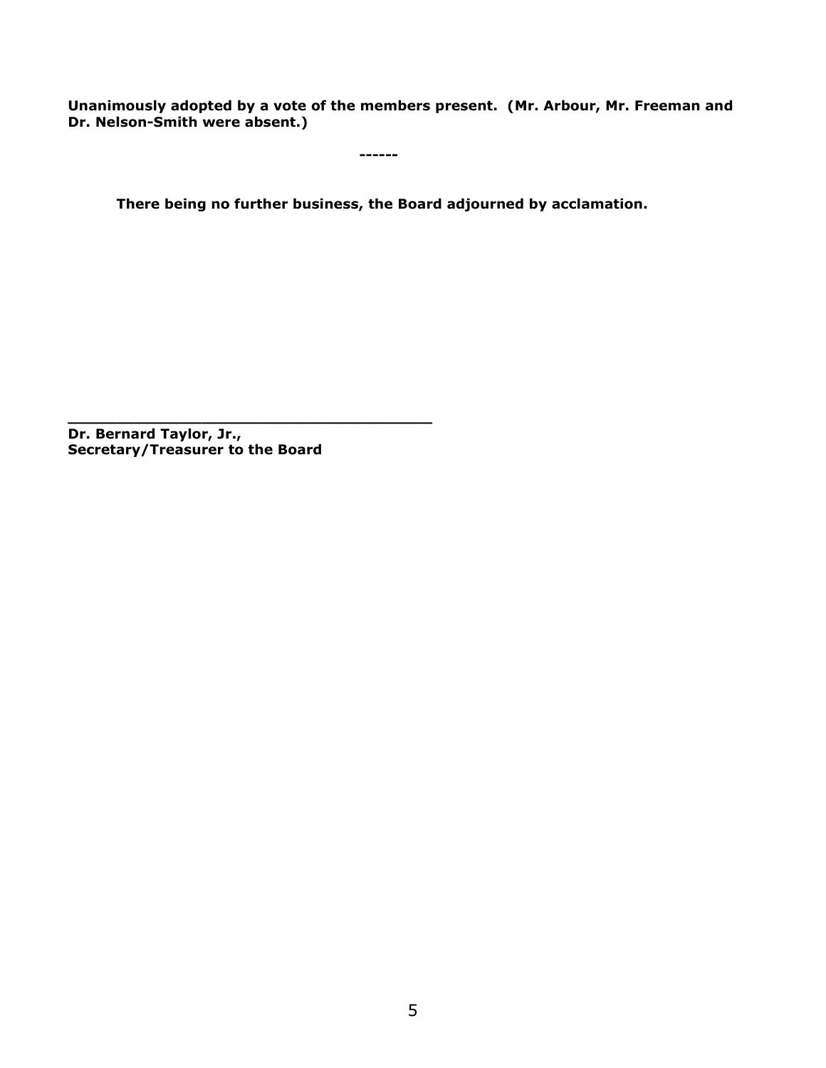**Unanimously adopted by a vote of the members present. (Mr. Arbour, Mr. Freeman and Dr. Nelson-Smith were absent.)**

------

**There being no further business, the Board adjourned by acclamation.**

\_\_\_\_\_\_\_\_\_\_\_\_\_\_\_\_\_\_\_\_\_\_\_\_\_\_\_\_\_\_\_\_\_\_\_\_\_\_\_\_\_\_

**Dr. Bernard Taylor, Jr.,**
**Secretary/Treasurer to the Board**